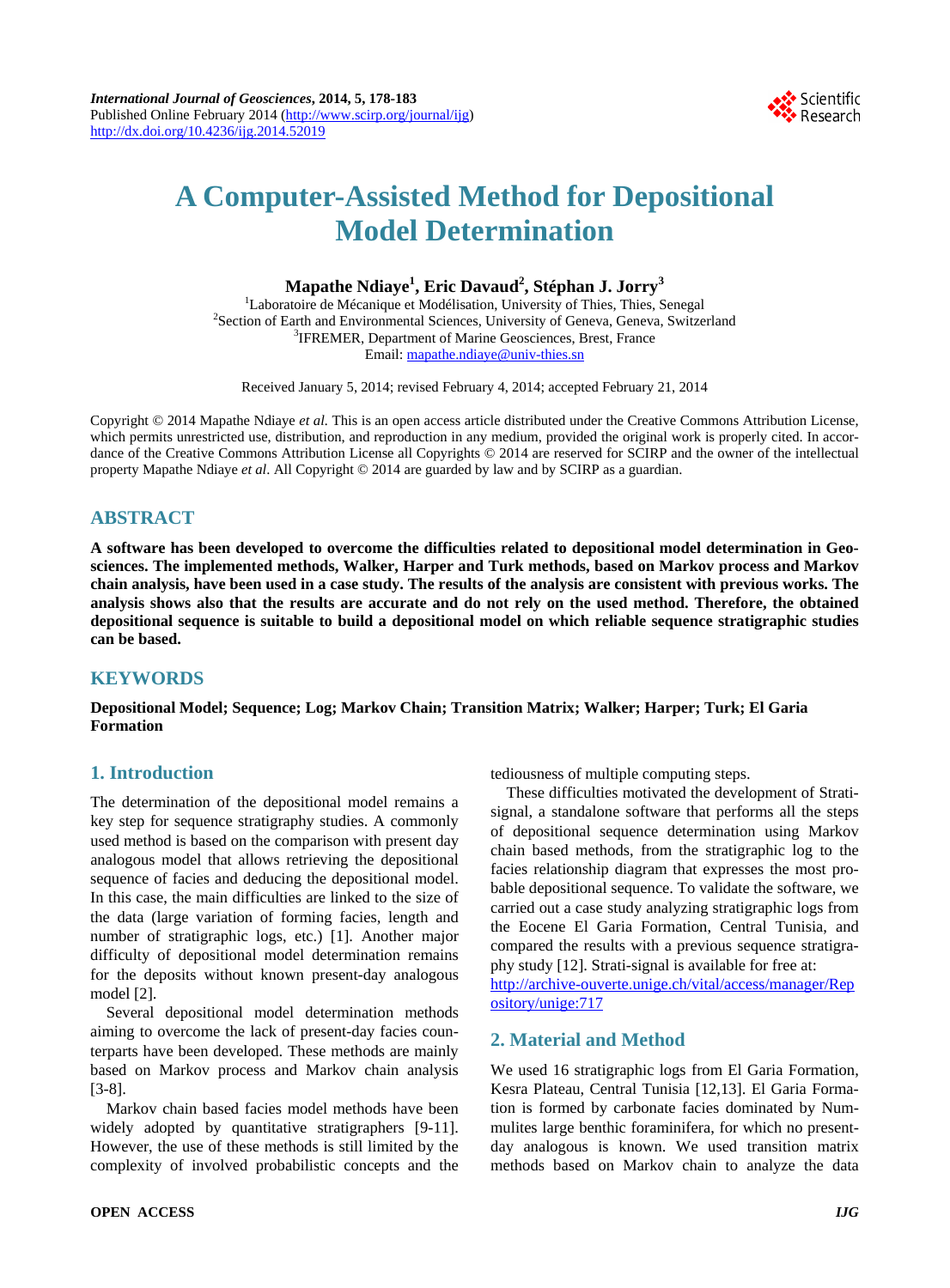*International Journal of Geosciences*, **2014, 5, 178-183**
Published Online February 2014 (http://www.scirp.org/journal/ijg)
http://dx.doi.org/10.4236/ijg.2014.52019

# A Computer-Assisted Method for Depositional Model Determination

**Mapathe Ndiaye[1], Eric Davaud[2], Stéphan J. Jorry[3]**

[1]Laboratoire de Mécanique et Modélisation, University of Thies, Thies, Senegal
[2]Section of Earth and Environmental Sciences, University of Geneva, Geneva, Switzerland
[3]IFREMER, Department of Marine Geosciences, Brest, France
Email: mapathe.ndiaye@univ-thies.sn

Received January 5, 2014; revised February 4, 2014; accepted February 21, 2014

Copyright © 2014 Mapathe Ndiaye *et al.* This is an open access article distributed under the Creative Commons Attribution License, which permits unrestricted use, distribution, and reproduction in any medium, provided the original work is properly cited. In accordance of the Creative Commons Attribution License all Copyrights © 2014 are reserved for SCIRP and the owner of the intellectual property Mapathe Ndiaye *et al*. All Copyright © 2014 are guarded by law and by SCIRP as a guardian.

## ABSTRACT

**A software has been developed to overcome the difficulties related to depositional model determination in Geosciences. The implemented methods, Walker, Harper and Turk methods, based on Markov process and Markov chain analysis, have been used in a case study. The results of the analysis are consistent with previous works. The analysis shows also that the results are accurate and do not rely on the used method. Therefore, the obtained depositional sequence is suitable to build a depositional model on which reliable sequence stratigraphic studies can be based.**

## KEYWORDS

**Depositional Model; Sequence; Log; Markov Chain; Transition Matrix; Walker; Harper; Turk; El Garia Formation**

## 1. Introduction

The determination of the depositional model remains a key step for sequence stratigraphy studies. A commonly used method is based on the comparison with present day analogous model that allows retrieving the depositional sequence of facies and deducing the depositional model. In this case, the main difficulties are linked to the size of the data (large variation of forming facies, length and number of stratigraphic logs, etc.) [1]. Another major difficulty of depositional model determination remains for the deposits without known present-day analogous model [2].

Several depositional model determination methods aiming to overcome the lack of present-day facies counterparts have been developed. These methods are mainly based on Markov process and Markov chain analysis [3-8].

Markov chain based facies model methods have been widely adopted by quantitative stratigraphers [9-11]. However, the use of these methods is still limited by the complexity of involved probabilistic concepts and the tediousness of multiple computing steps.

These difficulties motivated the development of Strati-signal, a standalone software that performs all the steps of depositional sequence determination using Markov chain based methods, from the stratigraphic log to the facies relationship diagram that expresses the most probable depositional sequence. To validate the software, we carried out a case study analyzing stratigraphic logs from the Eocene El Garia Formation, Central Tunisia, and compared the results with a previous sequence stratigraphy study [12]. Strati-signal is available for free at: http://archive-ouverte.unige.ch/vital/access/manager/Repository/unige:717

## 2. Material and Method

We used 16 stratigraphic logs from El Garia Formation, Kesra Plateau, Central Tunisia [12,13]. El Garia Formation is formed by carbonate facies dominated by Nummulites large benthic foraminifera, for which no present-day analogous is known. We used transition matrix methods based on Markov chain to analyze the data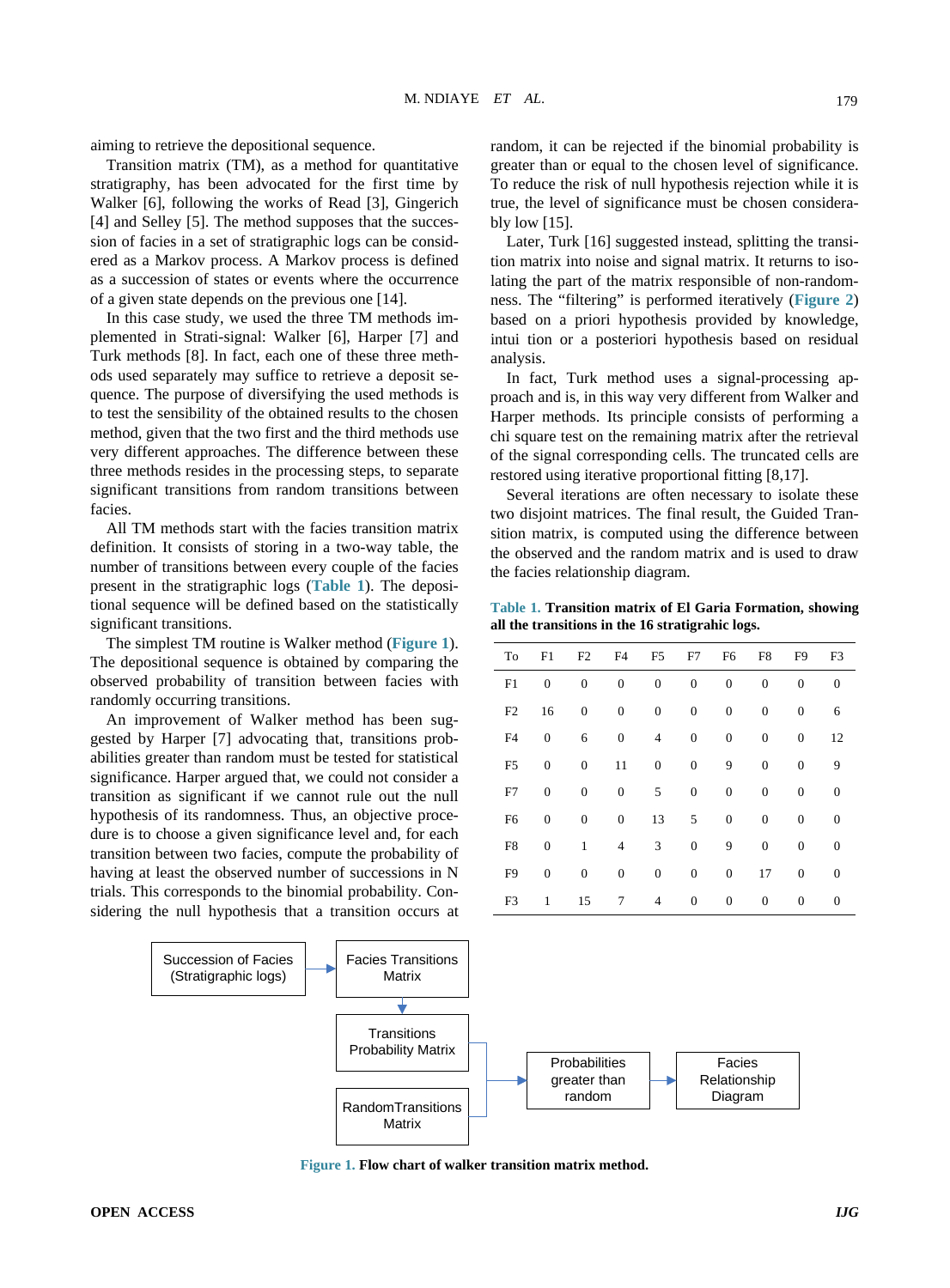aiming to retrieve the depositional sequence.

Transition matrix (TM), as a method for quantitative stratigraphy, has been advocated for the first time by Walker [6], following the works of Read [3], Gingerich [4] and Selley [5]. The method supposes that the succession of facies in a set of stratigraphic logs can be considered as a Markov process. A Markov process is defined as a succession of states or events where the occurrence of a given state depends on the previous one [14].

In this case study, we used the three TM methods implemented in Strati-signal: Walker [6], Harper [7] and Turk methods [8]. In fact, each one of these three methods used separately may suffice to retrieve a deposit sequence. The purpose of diversifying the used methods is to test the sensibility of the obtained results to the chosen method, given that the two first and the third methods use very different approaches. The difference between these three methods resides in the processing steps, to separate significant transitions from random transitions between facies.

All TM methods start with the facies transition matrix definition. It consists of storing in a two-way table, the number of transitions between every couple of the facies present in the stratigraphic logs (**Table 1**). The depositional sequence will be defined based on the statistically significant transitions.

The simplest TM routine is Walker method (**Figure 1**). The depositional sequence is obtained by comparing the observed probability of transition between facies with randomly occurring transitions.

An improvement of Walker method has been suggested by Harper [7] advocating that, transitions probabilities greater than random must be tested for statistical significance. Harper argued that, we could not consider a transition as significant if we cannot rule out the null hypothesis of its randomness. Thus, an objective procedure is to choose a given significance level and, for each transition between two facies, compute the probability of having at least the observed number of successions in N trials. This corresponds to the binomial probability. Considering the null hypothesis that a transition occurs at random, it can be rejected if the binomial probability is greater than or equal to the chosen level of significance. To reduce the risk of null hypothesis rejection while it is true, the level of significance must be chosen considerably low [15].

Later, Turk [16] suggested instead, splitting the transition matrix into noise and signal matrix. It returns to isolating the part of the matrix responsible of non-randomness. The "filtering" is performed iteratively (**Figure 2**) based on a priori hypothesis provided by knowledge, intui tion or a posteriori hypothesis based on residual analysis.

In fact, Turk method uses a signal-processing approach and is, in this way very different from Walker and Harper methods. Its principle consists of performing a chi square test on the remaining matrix after the retrieval of the signal corresponding cells. The truncated cells are restored using iterative proportional fitting [8,17].

Several iterations are often necessary to isolate these two disjoint matrices. The final result, the Guided Transition matrix, is computed using the difference between the observed and the random matrix and is used to draw the facies relationship diagram.

**Table 1. Transition matrix of El Garia Formation, showing all the transitions in the 16 stratigrahic logs.**

| To | F1 | F2 | F4 | F5 | F7 | F6 | F8 | F9 | F3 |
|---|---|---|---|---|---|---|---|---|---|
| F1 | 0 | 0 | 0 | 0 | 0 | 0 | 0 | 0 | 0 |
| F2 | 16 | 0 | 0 | 0 | 0 | 0 | 0 | 0 | 6 |
| F4 | 0 | 6 | 0 | 4 | 0 | 0 | 0 | 0 | 12 |
| F5 | 0 | 0 | 11 | 0 | 0 | 9 | 0 | 0 | 9 |
| F7 | 0 | 0 | 0 | 5 | 0 | 0 | 0 | 0 | 0 |
| F6 | 0 | 0 | 0 | 13 | 5 | 0 | 0 | 0 | 0 |
| F8 | 0 | 1 | 4 | 3 | 0 | 9 | 0 | 0 | 0 |
| F9 | 0 | 0 | 0 | 0 | 0 | 0 | 17 | 0 | 0 |
| F3 | 1 | 15 | 7 | 4 | 0 | 0 | 0 | 0 | 0 |

Succession of Facies (Stratigraphic logs) → Facies Transitions Matrix → Transitions Probability Matrix; RandomTransitions Matrix → Probabilities greater than random → Facies Relationship Diagram

**Figure 1. Flow chart of walker transition matrix method.**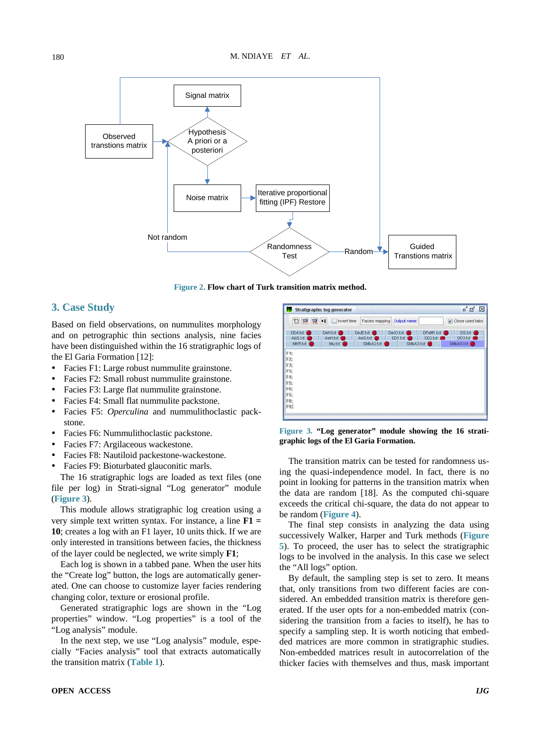Figure 2. **Flow chart of Turk transition matrix method.**

## 3. Case Study

Based on field observations, on nummulites morphology and on petrographic thin sections analysis, nine facies have been distinguished within the 16 stratigraphic logs of the El Garia Formation [12]:

- Facies F1: Large robust nummulite grainstone.
- Facies F2: Small robust nummulite grainstone.
- Facies F3: Large flat nummulite grainstone.
- Facies F4: Small flat nummulite packstone.
- Facies F5: *Operculina* and nummulithoclastic packstone.
- Facies F6: Nummulithoclastic packstone.
- Facies F7: Argilaceous wackestone.
- Facies F8: Nautiloid packestone-wackestone.
- Facies F9: Bioturbated glauconitic marls.

The 16 stratigraphic logs are loaded as text files (one file per log) in Strati-signal "Log generator" module (Figure 3).

This module allows stratigraphic log creation using a very simple text written syntax. For instance, a line **F1 = 10**; creates a log with an F1 layer, 10 units thick. If we are only interested in transitions between facies, the thickness of the layer could be neglected, we write simply **F1**;

Each log is shown in a tabbed pane. When the user hits the "Create log" button, the logs are automatically generated. One can choose to customize layer facies rendering changing color, texture or erosional profile.

Generated stratigraphic logs are shown in the "Log properties" window. "Log properties" is a tool of the "Log analysis" module.

In the next step, we use "Log analysis" module, especially "Facies analysis" tool that extracts automatically the transition matrix (Table 1).

Figure 3. **"Log generator" module showing the 16 stratigraphic logs of the El Garia Formation.**

The transition matrix can be tested for randomness using the quasi-independence model. In fact, there is no point in looking for patterns in the transition matrix when the data are random [18]. As the computed chi-square exceeds the critical chi-square, the data do not appear to be random (Figure 4).

The final step consists in analyzing the data using successively Walker, Harper and Turk methods (Figure 5). To proceed, the user has to select the stratigraphic logs to be involved in the analysis. In this case we select the "All logs" option.

By default, the sampling step is set to zero. It means that, only transitions from two different facies are considered. An embedded transition matrix is therefore generated. If the user opts for a non-embedded matrix (considering the transition from a facies to itself), he has to specify a sampling step. It is worth noticing that embedded matrices are more common in stratigraphic studies. Non-embedded matrices result in autocorrelation of the thicker facies with themselves and thus, mask important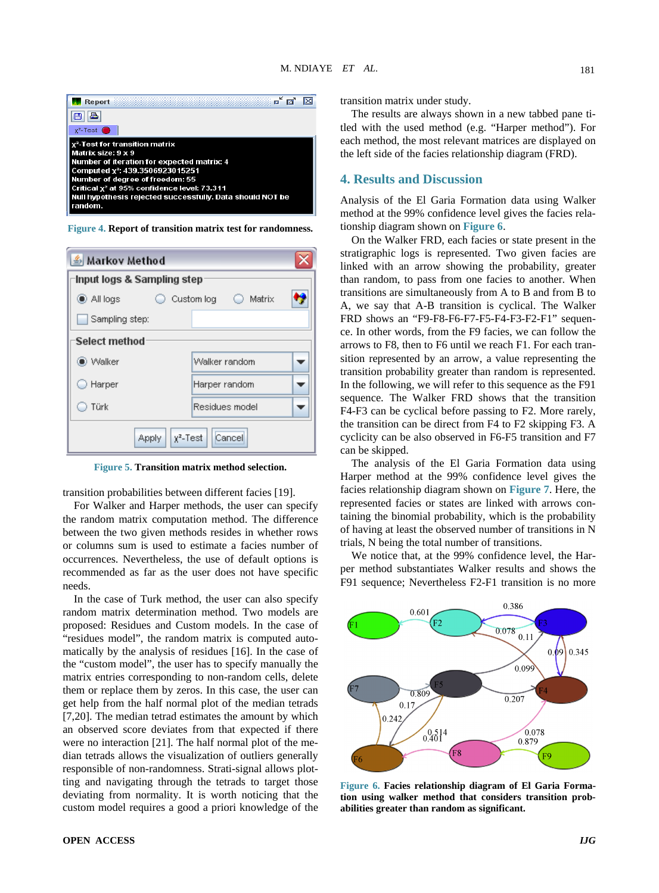Figure 4. Report of transition matrix test for randomness.

Figure 5. Transition matrix method selection.

transition probabilities between different facies [19].

For Walker and Harper methods, the user can specify the random matrix computation method. The difference between the two given methods resides in whether rows or columns sum is used to estimate a facies number of occurrences. Nevertheless, the use of default options is recommended as far as the user does not have specific needs.

In the case of Turk method, the user can also specify random matrix determination method. Two models are proposed: Residues and Custom models. In the case of "residues model", the random matrix is computed automatically by the analysis of residues [16]. In the case of the "custom model", the user has to specify manually the matrix entries corresponding to non-random cells, delete them or replace them by zeros. In this case, the user can get help from the half normal plot of the median tetrads [7,20]. The median tetrad estimates the amount by which an observed score deviates from that expected if there were no interaction [21]. The half normal plot of the median tetrads allows the visualization of outliers generally responsible of non-randomness. Strati-signal allows plotting and navigating through the tetrads to target those deviating from normality. It is worth noticing that the custom model requires a good a priori knowledge of the transition matrix under study.

The results are always shown in a new tabbed pane titled with the used method (e.g. "Harper method"). For each method, the most relevant matrices are displayed on the left side of the facies relationship diagram (FRD).

## 4. Results and Discussion

Analysis of the El Garia Formation data using Walker method at the 99% confidence level gives the facies relationship diagram shown on Figure 6.

On the Walker FRD, each facies or state present in the stratigraphic logs is represented. Two given facies are linked with an arrow showing the probability, greater than random, to pass from one facies to another. When transitions are simultaneously from A to B and from B to A, we say that A-B transition is cyclical. The Walker FRD shows an "F9-F8-F6-F7-F5-F4-F3-F2-F1" sequence. In other words, from the F9 facies, we can follow the arrows to F8, then to F6 until we reach F1. For each transition represented by an arrow, a value representing the transition probability greater than random is represented. In the following, we will refer to this sequence as the F91 sequence. The Walker FRD shows that the transition F4-F3 can be cyclical before passing to F2. More rarely, the transition can be direct from F4 to F2 skipping F3. A cyclicity can be also observed in F6-F5 transition and F7 can be skipped.

The analysis of the El Garia Formation data using Harper method at the 99% confidence level gives the facies relationship diagram shown on Figure 7. Here, the represented facies or states are linked with arrows containing the binomial probability, which is the probability of having at least the observed number of transitions in N trials, N being the total number of transitions.

We notice that, at the 99% confidence level, the Harper method substantiates Walker results and shows the F91 sequence; Nevertheless F2-F1 transition is no more

Figure 6. Facies relationship diagram of El Garia Formation using walker method that considers transition probabilities greater than random as significant.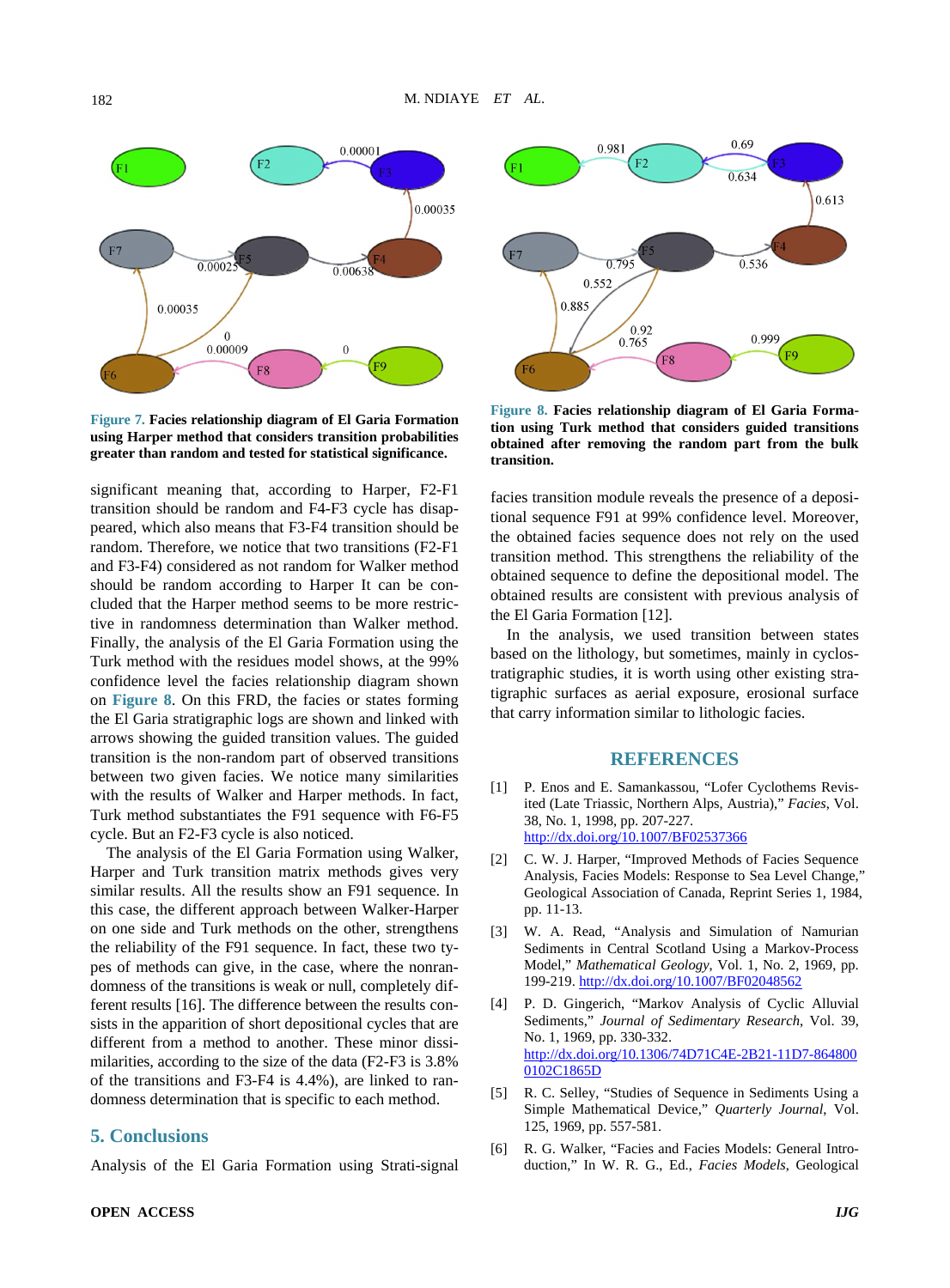Figure 7. **Facies relationship diagram of El Garia Formation using Harper method that considers transition probabilities greater than random and tested for statistical significance.**

Figure 8. **Facies relationship diagram of El Garia Formation using Turk method that considers guided transitions obtained after removing the random part from the bulk transition.**

significant meaning that, according to Harper, F2-F1 transition should be random and F4-F3 cycle has disappeared, which also means that F3-F4 transition should be random. Therefore, we notice that two transitions (F2-F1 and F3-F4) considered as not random for Walker method should be random according to Harper It can be concluded that the Harper method seems to be more restrictive in randomness determination than Walker method. Finally, the analysis of the El Garia Formation using the Turk method with the residues model shows, at the 99% confidence level, the facies relationship diagram shown on Figure 8. On this FRD, the facies or states forming the El Garia stratigraphic logs are shown and linked with arrows showing the guided transition values. The guided transition is the non-random part of observed transitions between two given facies. We notice many similarities with the results of Walker and Harper methods. In fact, Turk method substantiates the F91 sequence with F6-F5 cycle. But an F2-F3 cycle is also noticed.

The analysis of the El Garia Formation using Walker, Harper and Turk transition matrix methods gives very similar results. All the results show an F91 sequence. In this case, the different approach between Walker-Harper on one side and Turk methods on the other, strengthens the reliability of the F91 sequence. In fact, these two types of methods can give, in the case, where the nonrandomness of the transitions is weak or null, completely different results [16]. The difference between the results consists in the apparition of short depositional cycles that are different from a method to another. These minor dissimilarities, according to the size of the data (F2-F3 is 3.8% of the transitions and F3-F4 is 4.4%), are linked to randomness determination that is specific to each method.

## 5. Conclusions

Analysis of the El Garia Formation using Strati-signal facies transition module reveals the presence of a depositional sequence F91 at 99% confidence level. Moreover, the obtained facies sequence does not rely on the used transition method. This strengthens the reliability of the obtained sequence to define the depositional model. The obtained results are consistent with previous analysis of the El Garia Formation [12].

In the analysis, we used transition between states based on the lithology, but sometimes, mainly in cyclostratigraphic studies, it is worth using other existing stratigraphic surfaces as aerial exposure, erosional surface that carry information similar to lithologic facies.

## REFERENCES

[1] P. Enos and E. Samankassou, "Lofer Cyclothems Revisited (Late Triassic, Northern Alps, Austria)," *Facies*, Vol. 38, No. 1, 1998, pp. 207-227. http://dx.doi.org/10.1007/BF02537366

[2] C. W. J. Harper, "Improved Methods of Facies Sequence Analysis, Facies Models: Response to Sea Level Change," Geological Association of Canada, Reprint Series 1, 1984, pp. 11-13.

[3] W. A. Read, "Analysis and Simulation of Namurian Sediments in Central Scotland Using a Markov-Process Model," *Mathematical Geology*, Vol. 1, No. 2, 1969, pp. 199-219. http://dx.doi.org/10.1007/BF02048562

[4] P. D. Gingerich, "Markov Analysis of Cyclic Alluvial Sediments," *Journal of Sedimentary Research*, Vol. 39, No. 1, 1969, pp. 330-332. http://dx.doi.org/10.1306/74D71C4E-2B21-11D7-8648000102C1865D

[5] R. C. Selley, "Studies of Sequence in Sediments Using a Simple Mathematical Device," *Quarterly Journal*, Vol. 125, 1969, pp. 557-581.

[6] R. G. Walker, "Facies and Facies Models: General Introduction," In W. R. G., Ed., *Facies Models*, Geological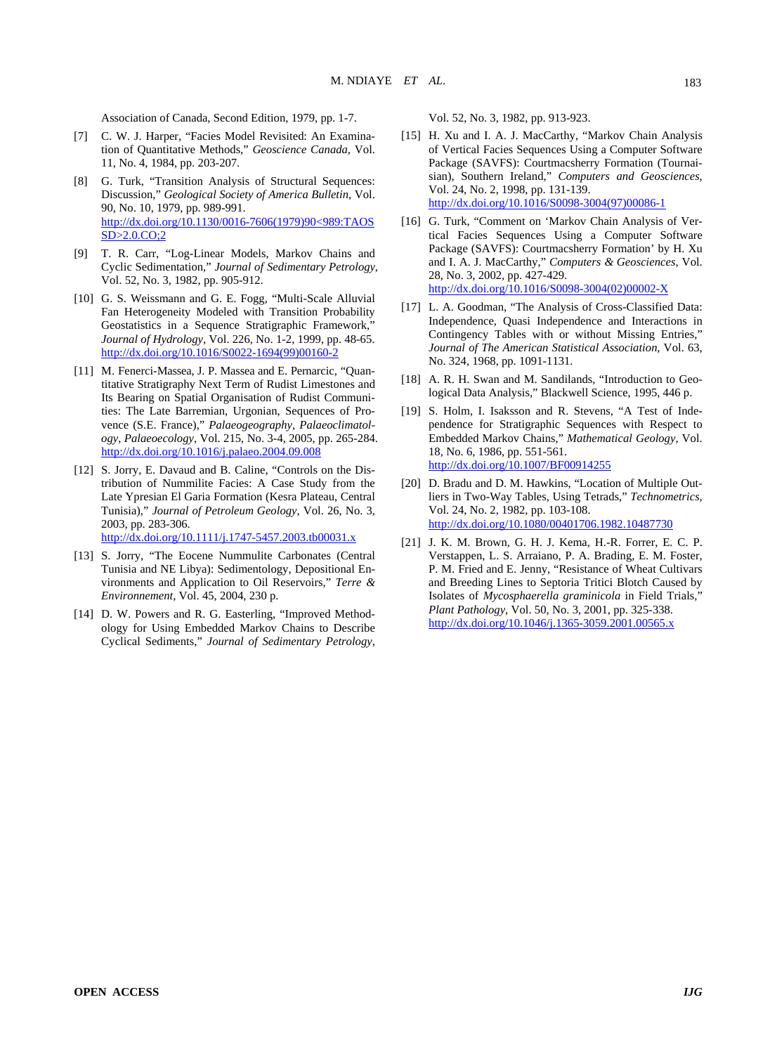Association of Canada, Second Edition, 1979, pp. 1-7.

[7] C. W. J. Harper, "Facies Model Revisited: An Examination of Quantitative Methods," *Geoscience Canada*, Vol. 11, No. 4, 1984, pp. 203-207.

[8] G. Turk, "Transition Analysis of Structural Sequences: Discussion," *Geological Society of America Bulletin*, Vol. 90, No. 10, 1979, pp. 989-991. http://dx.doi.org/10.1130/0016-7606(1979)90<989:TAOSSD>2.0.CO;2

[9] T. R. Carr, "Log-Linear Models, Markov Chains and Cyclic Sedimentation," *Journal of Sedimentary Petrology*, Vol. 52, No. 3, 1982, pp. 905-912.

[10] G. S. Weissmann and G. E. Fogg, "Multi-Scale Alluvial Fan Heterogeneity Modeled with Transition Probability Geostatistics in a Sequence Stratigraphic Framework," *Journal of Hydrology*, Vol. 226, No. 1-2, 1999, pp. 48-65. http://dx.doi.org/10.1016/S0022-1694(99)00160-2

[11] M. Fenerci-Massea, J. P. Massea and E. Pernarcic, "Quantitative Stratigraphy Next Term of Rudist Limestones and Its Bearing on Spatial Organisation of Rudist Communities: The Late Barremian, Urgonian, Sequences of Provence (S.E. France)," *Palaeogeography*, *Palaeoclimatology*, *Palaeoecology*, Vol. 215, No. 3-4, 2005, pp. 265-284. http://dx.doi.org/10.1016/j.palaeo.2004.09.008

[12] S. Jorry, E. Davaud and B. Caline, "Controls on the Distribution of Nummilite Facies: A Case Study from the Late Ypresian El Garia Formation (Kesra Plateau, Central Tunisia)," *Journal of Petroleum Geology*, Vol. 26, No. 3, 2003, pp. 283-306. http://dx.doi.org/10.1111/j.1747-5457.2003.tb00031.x

[13] S. Jorry, "The Eocene Nummulite Carbonates (Central Tunisia and NE Libya): Sedimentology, Depositional Environments and Application to Oil Reservoirs," *Terre & Environnement*, Vol. 45, 2004, 230 p.

[14] D. W. Powers and R. G. Easterling, "Improved Methodology for Using Embedded Markov Chains to Describe Cyclical Sediments," *Journal of Sedimentary Petrology*, Vol. 52, No. 3, 1982, pp. 913-923.

[15] H. Xu and I. A. J. MacCarthy, "Markov Chain Analysis of Vertical Facies Sequences Using a Computer Software Package (SAVFS): Courtmacsherry Formation (Tournaisian), Southern Ireland," *Computers and Geosciences*, Vol. 24, No. 2, 1998, pp. 131-139. http://dx.doi.org/10.1016/S0098-3004(97)00086-1

[16] G. Turk, "Comment on 'Markov Chain Analysis of Vertical Facies Sequences Using a Computer Software Package (SAVFS): Courtmacsherry Formation' by H. Xu and I. A. J. MacCarthy," *Computers & Geosciences*, Vol. 28, No. 3, 2002, pp. 427-429. http://dx.doi.org/10.1016/S0098-3004(02)00002-X

[17] L. A. Goodman, "The Analysis of Cross-Classified Data: Independence, Quasi Independence and Interactions in Contingency Tables with or without Missing Entries," *Journal of The American Statistical Association*, Vol. 63, No. 324, 1968, pp. 1091-1131.

[18] A. R. H. Swan and M. Sandilands, "Introduction to Geological Data Analysis," Blackwell Science, 1995, 446 p.

[19] S. Holm, I. Isaksson and R. Stevens, "A Test of Independence for Stratigraphic Sequences with Respect to Embedded Markov Chains," *Mathematical Geology*, Vol. 18, No. 6, 1986, pp. 551-561. http://dx.doi.org/10.1007/BF00914255

[20] D. Bradu and D. M. Hawkins, "Location of Multiple Outliers in Two-Way Tables, Using Tetrads," *Technometrics*, Vol. 24, No. 2, 1982, pp. 103-108. http://dx.doi.org/10.1080/00401706.1982.10487730

[21] J. K. M. Brown, G. H. J. Kema, H.-R. Forrer, E. C. P. Verstappen, L. S. Arraiano, P. A. Brading, E. M. Foster, P. M. Fried and E. Jenny, "Resistance of Wheat Cultivars and Breeding Lines to Septoria Tritici Blotch Caused by Isolates of *Mycosphaerella graminicola* in Field Trials," *Plant Pathology*, Vol. 50, No. 3, 2001, pp. 325-338. http://dx.doi.org/10.1046/j.1365-3059.2001.00565.x